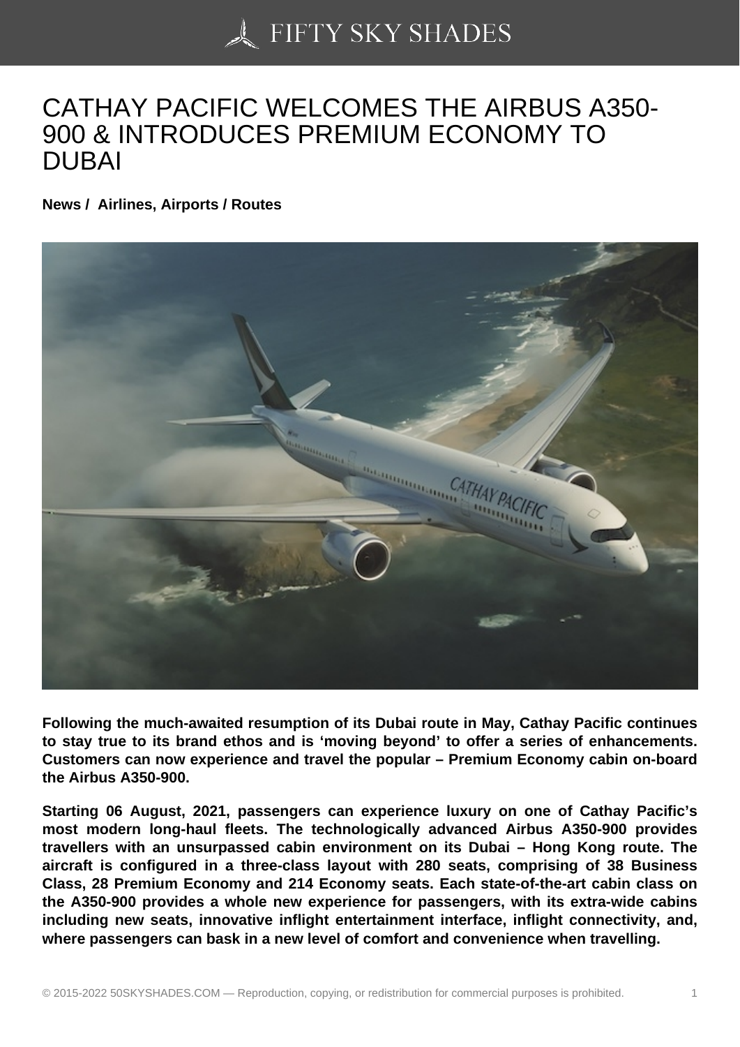# CATHAY PACIFIC WELCOMES THE AIRBUS A350-900 & INTRODUCES PREMIUM ECONOMY TO DUBAI

**News / Airlines, Airports / Routes**

**Following the much-awaited resumption of its Dubai route in May, Cathay Pacific continues to stay true to its brand ethos and is 'moving beyond' to offer a series of enhancements. Customers can now experience and travel the popular – Premium Economy cabin on-board the Airbus A350-900.**

**Starting 06 August, 2021, passengers can experience luxury on one of Cathay Pacific's most modern long-haul fleets. The technologically advanced Airbus A350-900 provides travellers with an unsurpassed cabin environment on its Dubai – Hong Kong route. The aircraft is configured in a three-class layout with 280 seats, comprising of 38 Business Class, 28 Premium Economy and 214 Economy seats. Each state-of-the-art cabin class on the A350-900 provides a whole new experience for passengers, with its extra-wide cabins including new seats, innovative inflight entertainment interface, inflight connectivity, and, where passengers can bask in a new level of comfort and convenience when travelling.**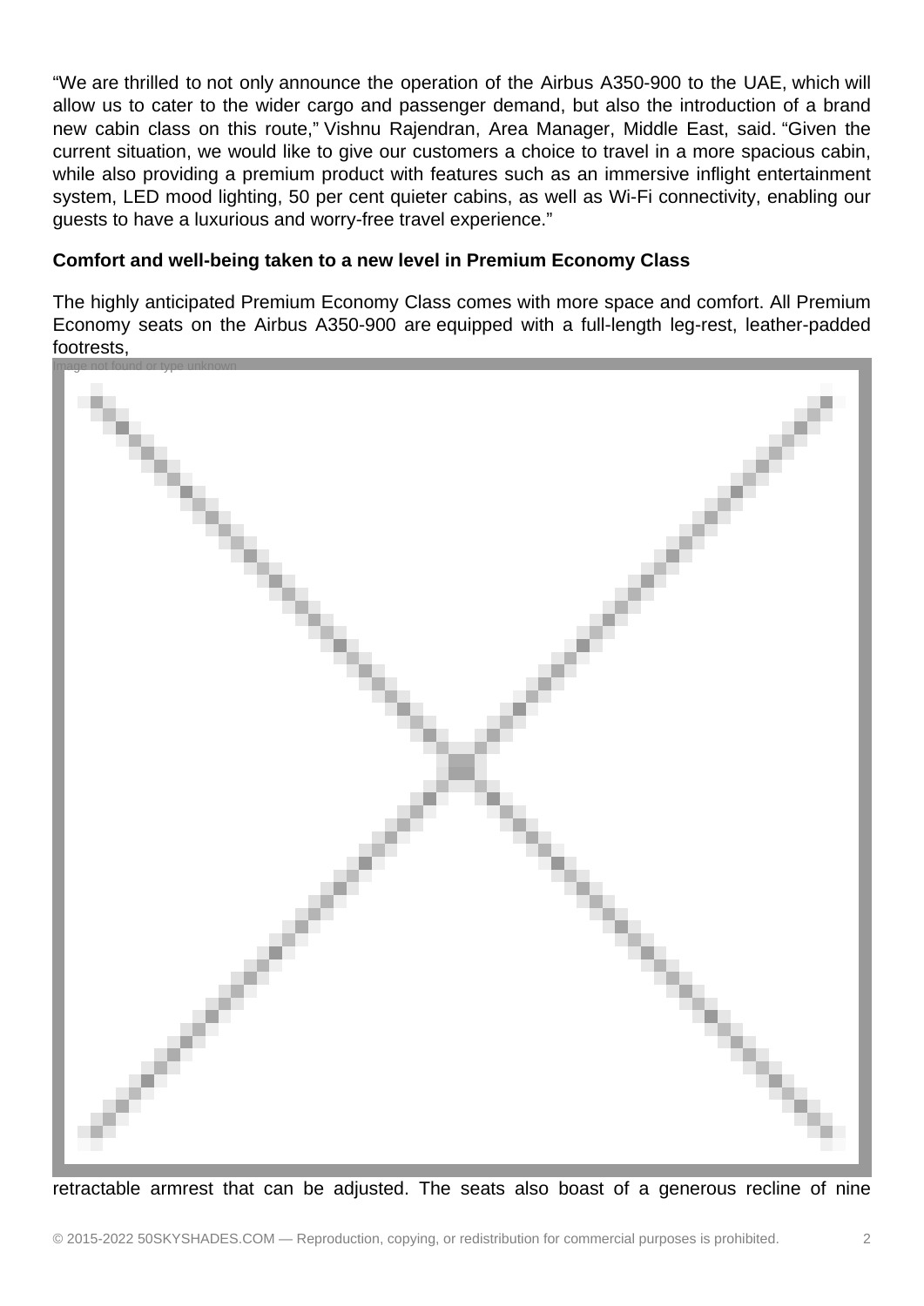“We are thrilled to not only announce the operation of the Airbus A350-900 to the UAE, which will allow us to cater to the wider cargo and passenger demand, but also the introduction of a brand new cabin class on this route,” Vishnu Rajendran, Area Manager, Middle East, said. “Given the current situation, we would like to give our customers a choice to travel in a more spacious cabin, while also providing a premium product with features such as an immersive inflight entertainment system, LED mood lighting, 50 per cent quieter cabins, as well as Wi-Fi connectivity, enabling our guests to have a luxurious and worry-free travel experience.”

**Comfort and well-being taken to a new level in Premium Economy Class**

The highly anticipated Premium Economy Class comes with more space and comfort. All Premium Economy seats on the Airbus A350-900 are equipped with a full-length leg-rest, leather-padded footrests,

Image not found or type unknown

retractable armrest that can be adjusted. The seats also boast of a generous recline of nine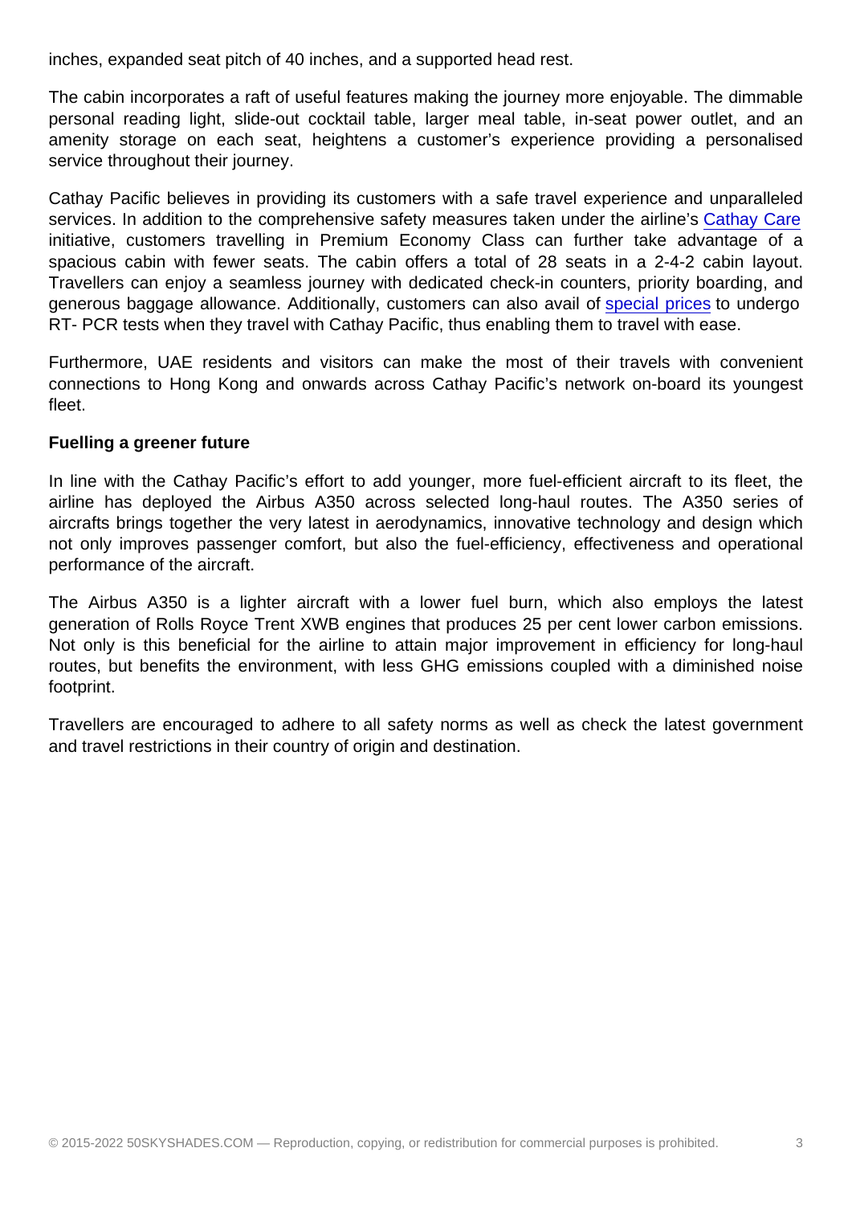inches, expanded seat pitch of 40 inches, and a supported head rest.

The cabin incorporates a raft of useful features making the journey more enjoyable. The dimmable personal reading light, slide-out cocktail table, larger meal table, in-seat power outlet, and an amenity storage on each seat, heightens a customer's experience providing a personalised service throughout their journey.

Cathay Pacific believes in providing its customers with a safe travel experience and unparalleled services. In addition to the comprehensive safety measures taken under the airline's Cathay Care initiative, customers travelling in Premium Economy Class can further take advantage of a spacious cabin with fewer seats. The cabin offers a total of 28 seats in a 2-4-2 cabin layout. Travellers can enjoy a seamless journey with dedicated check-in counters, priority boarding, and generous baggage allowance. Additionally, customers can also avail of special prices to undergo RT- PCR tests when they travel with Cathay Pacific, thus enabling them to travel with ease.

Furthermore, UAE residents and visitors can make the most of their travels with convenient connections to Hong Kong and onwards across Cathay Pacific's network on-board its youngest fleet.

**Fuelling a greener future**

In line with the Cathay Pacific's effort to add younger, more fuel-efficient aircraft to its fleet, the airline has deployed the Airbus A350 across selected long-haul routes. The A350 series of aircrafts brings together the very latest in aerodynamics, innovative technology and design which not only improves passenger comfort, but also the fuel-efficiency, effectiveness and operational performance of the aircraft.

The Airbus A350 is a lighter aircraft with a lower fuel burn, which also employs the latest generation of Rolls Royce Trent XWB engines that produces 25 per cent lower carbon emissions. Not only is this beneficial for the airline to attain major improvement in efficiency for long-haul routes, but benefits the environment, with less GHG emissions coupled with a diminished noise footprint.

Travellers are encouraged to adhere to all safety norms as well as check the latest government and travel restrictions in their country of origin and destination.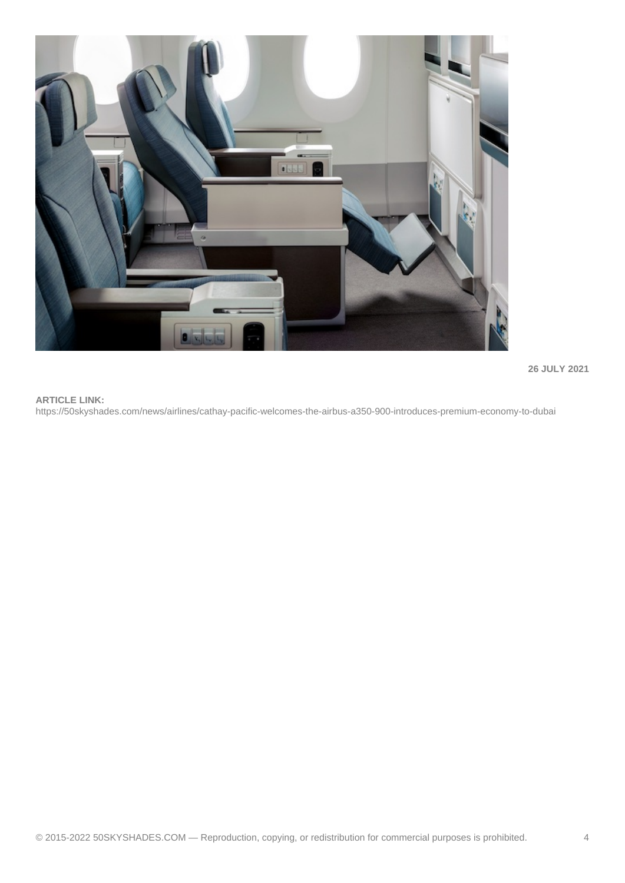**26 JULY 2021**

**ARTICLE LINK:**
https://50skyshades.com/news/airlines/cathay-pacific-welcomes-the-airbus-a350-900-introduces-premium-economy-to-dubai

© 2015-2022 50SKYSHADES.COM — Reproduction, copying, or redistribution for commercial purposes is prohibited.